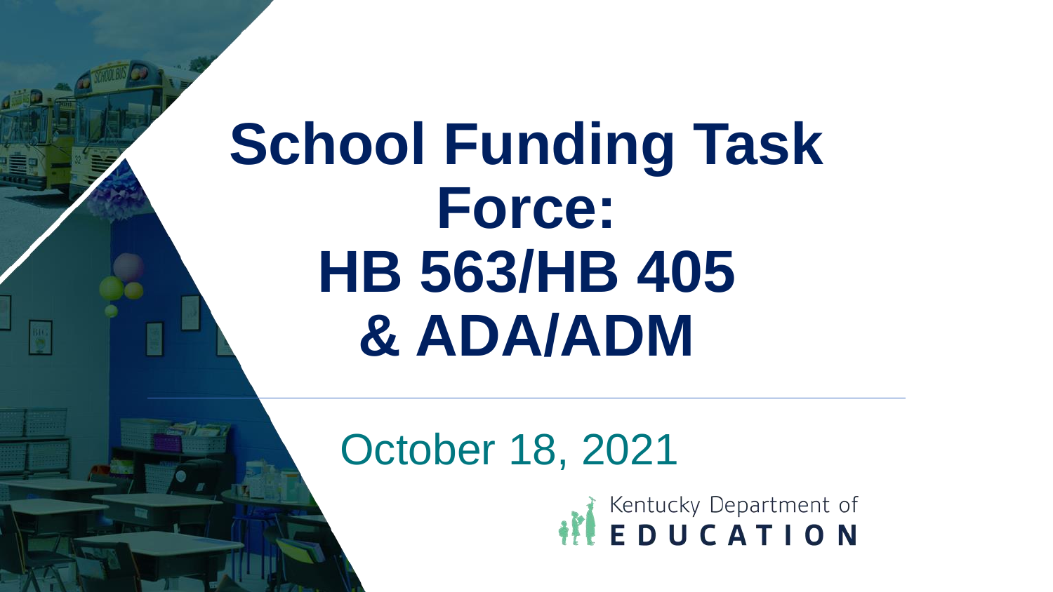# School Funding Task Force: HB 563/HB 405 & ADA/ADM

October 18, 2021

Kentucky Department of EDUCATION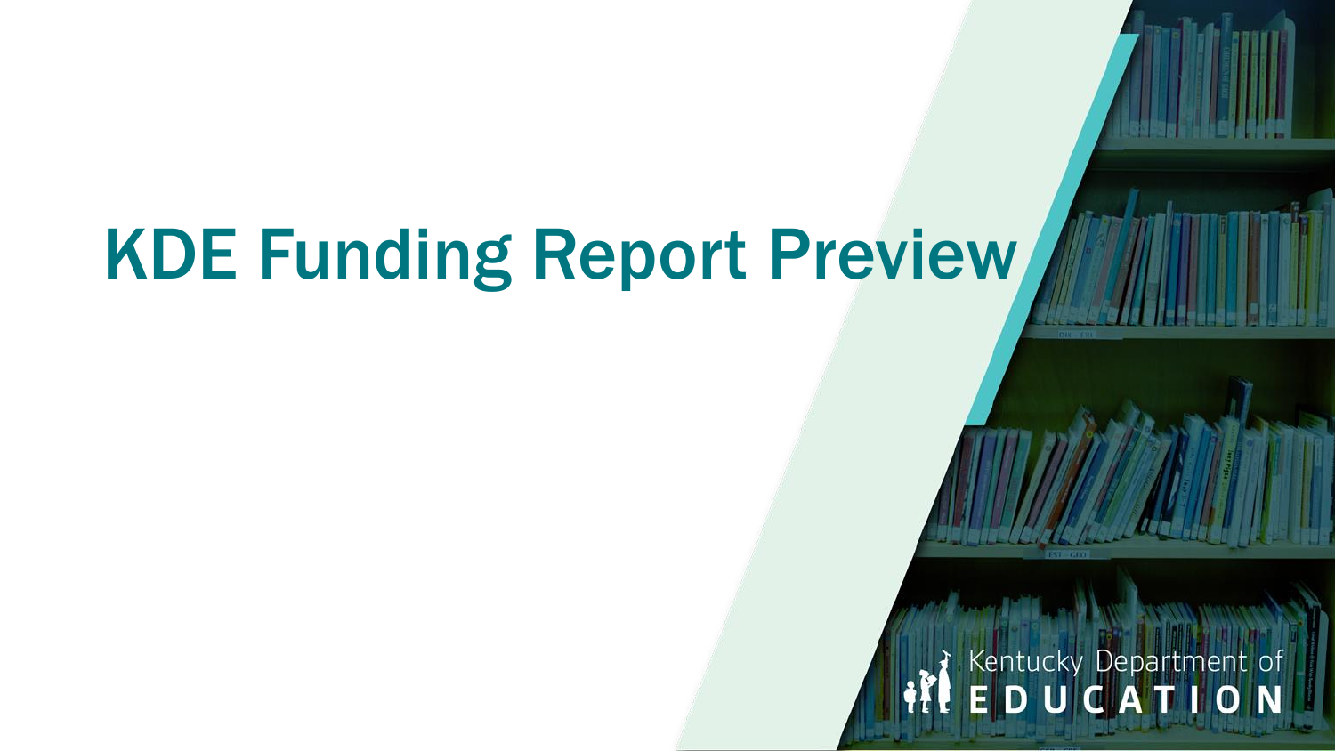# KDE Funding Report Preview

Kentucky Department of
EDUCATION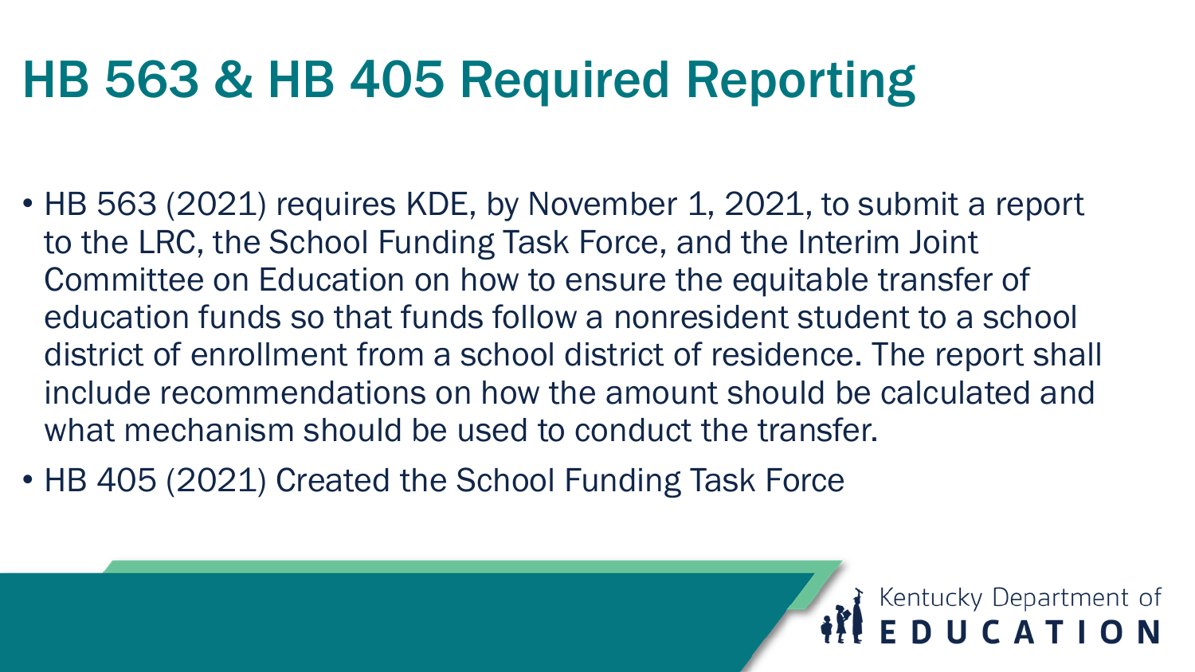# HB 563 & HB 405 Required Reporting

- HB 563 (2021) requires KDE, by November 1, 2021, to submit a report to the LRC, the School Funding Task Force, and the Interim Joint Committee on Education on how to ensure the equitable transfer of education funds so that funds follow a nonresident student to a school district of enrollment from a school district of residence. The report shall include recommendations on how the amount should be calculated and what mechanism should be used to conduct the transfer.
- HB 405 (2021) Created the School Funding Task Force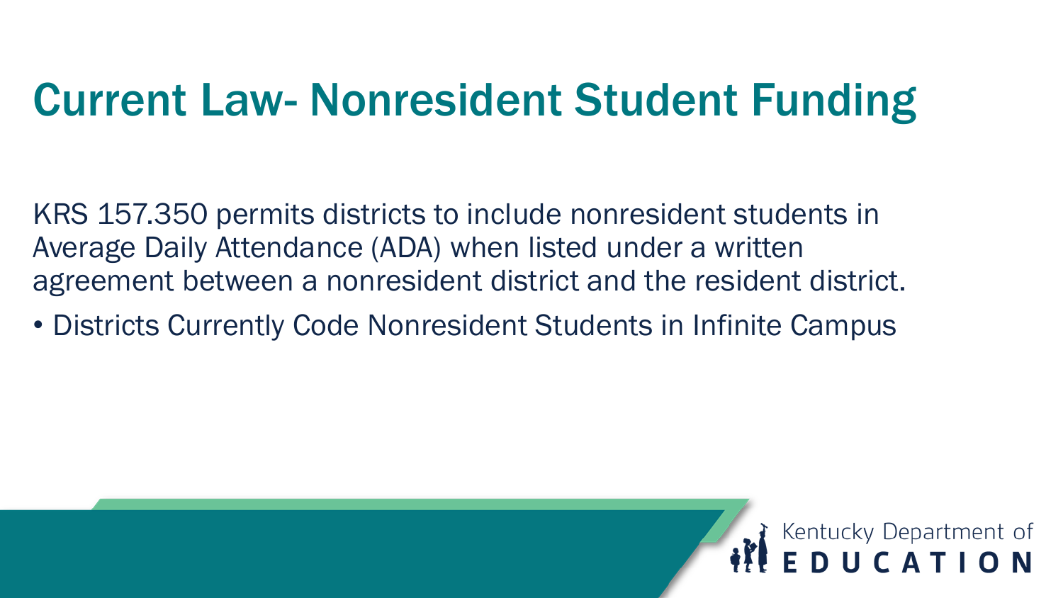# Current Law- Nonresident Student Funding

KRS 157.350 permits districts to include nonresident students in Average Daily Attendance (ADA) when listed under a written agreement between a nonresident district and the resident district.

- Districts Currently Code Nonresident Students in Infinite Campus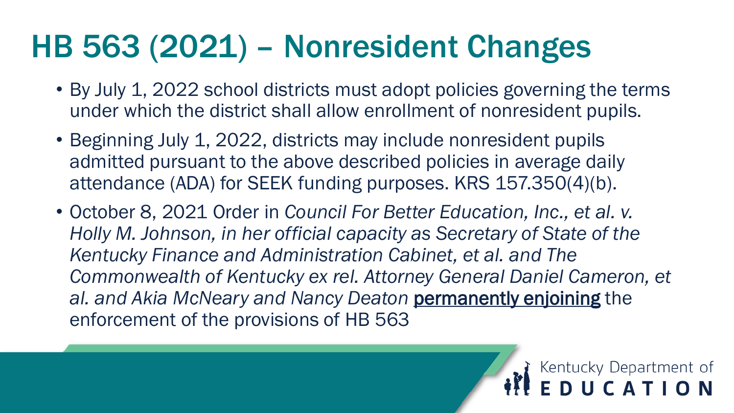# HB 563 (2021) – Nonresident Changes

- By July 1, 2022 school districts must adopt policies governing the terms under which the district shall allow enrollment of nonresident pupils.
- Beginning July 1, 2022, districts may include nonresident pupils admitted pursuant to the above described policies in average daily attendance (ADA) for SEEK funding purposes. KRS 157.350(4)(b).
- October 8, 2021 Order in *Council For Better Education, Inc., et al. v. Holly M. Johnson, in her official capacity as Secretary of State of the Kentucky Finance and Administration Cabinet, et al. and The Commonwealth of Kentucky ex rel. Attorney General Daniel Cameron, et al. and Akia McNeary and Nancy Deaton* permanently enjoining the enforcement of the provisions of HB 563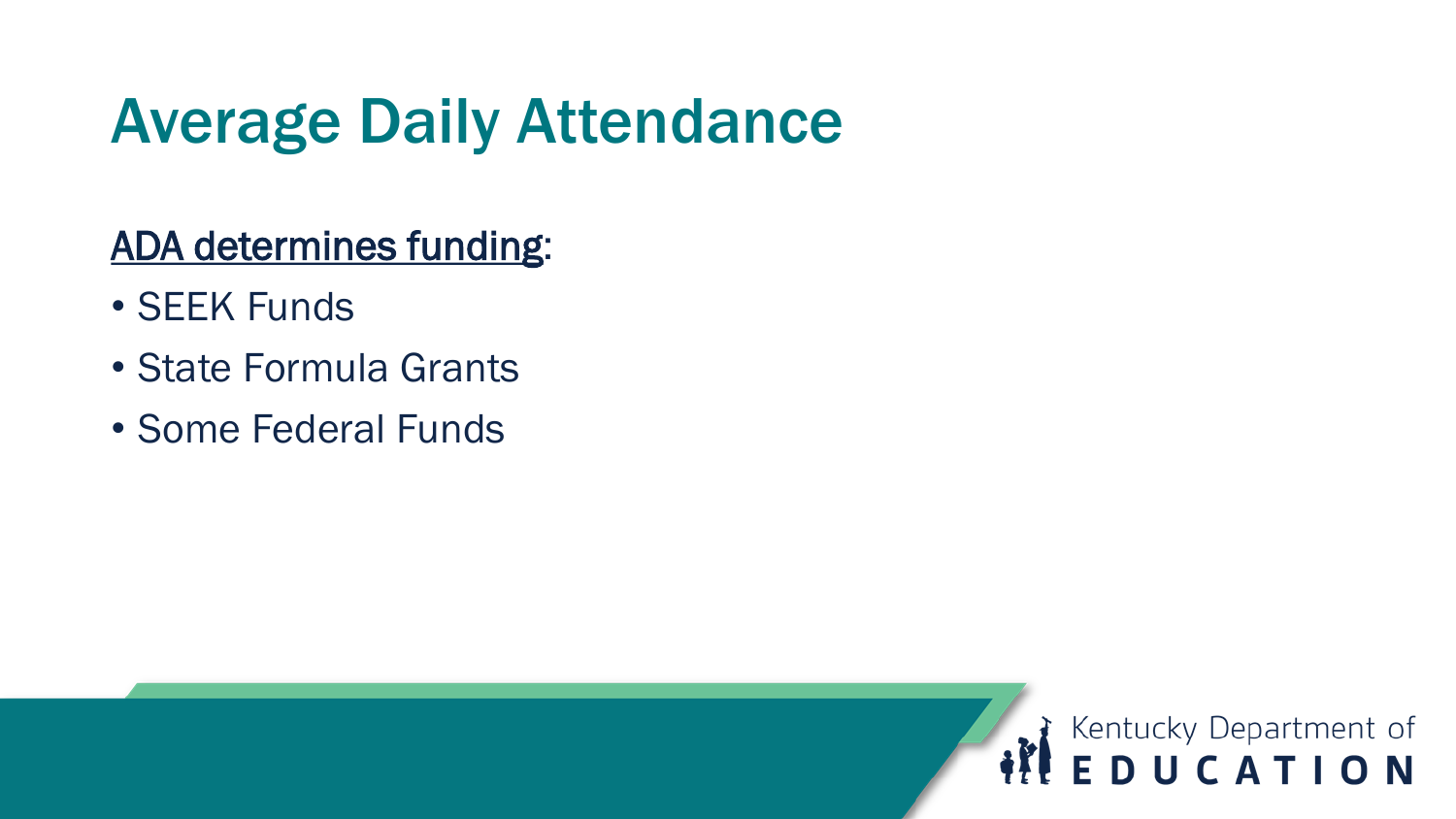# Average Daily Attendance

<u>ADA determines funding</u>:

- SEEK Funds
- State Formula Grants
- Some Federal Funds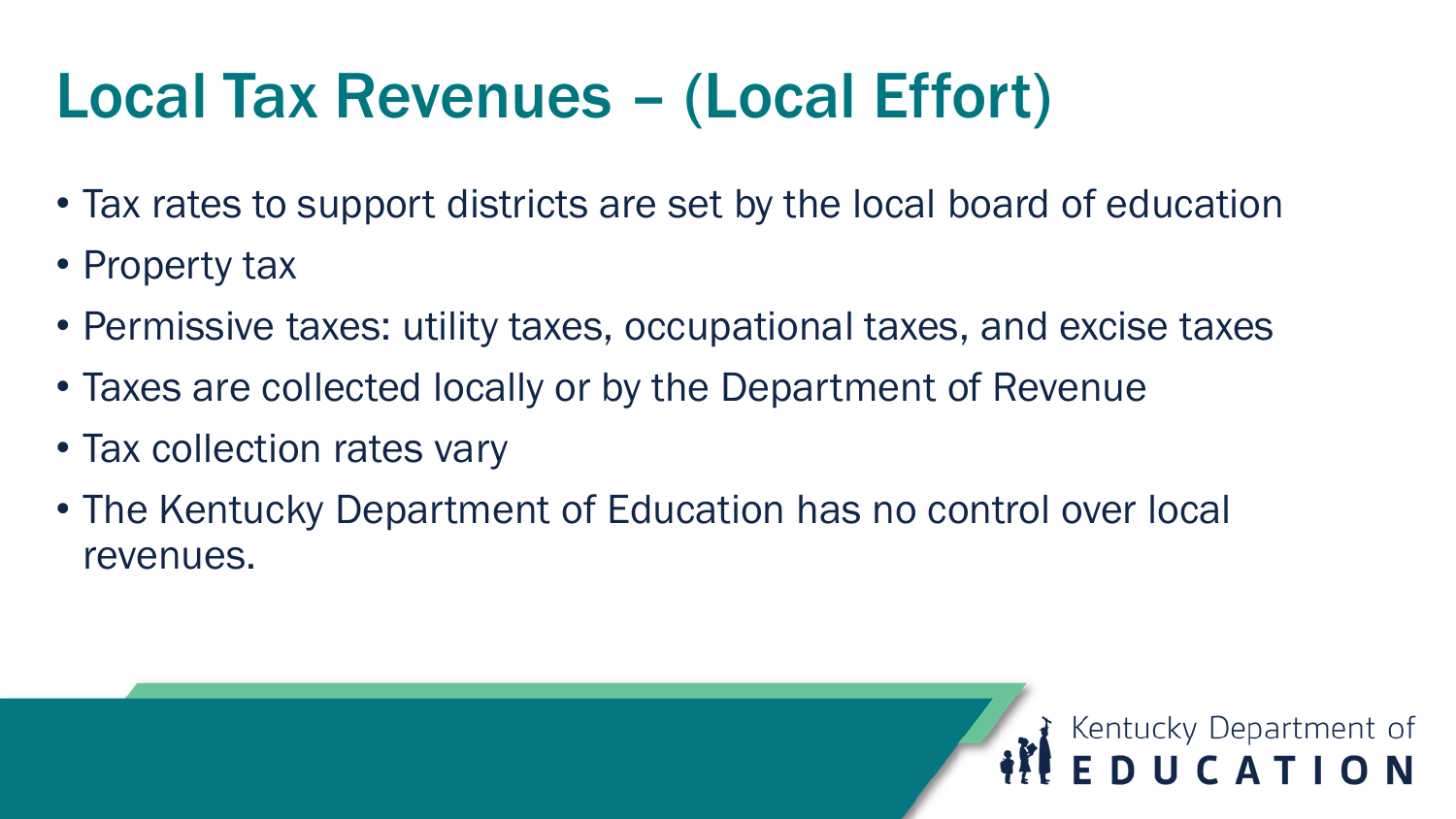# Local Tax Revenues – (Local Effort)

- Tax rates to support districts are set by the local board of education
- Property tax
- Permissive taxes: utility taxes, occupational taxes, and excise taxes
- Taxes are collected locally or by the Department of Revenue
- Tax collection rates vary
- The Kentucky Department of Education has no control over local revenues.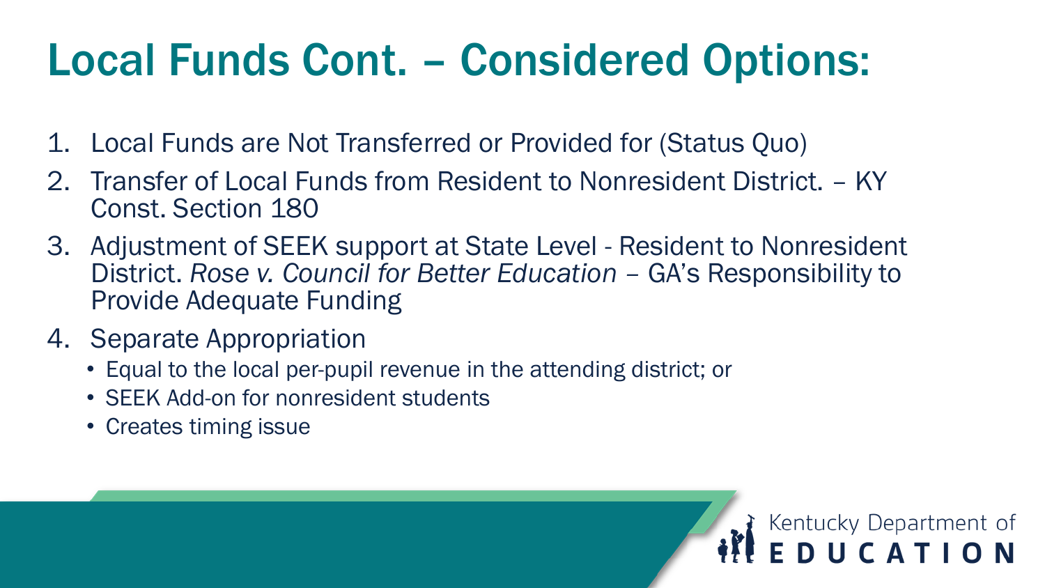# Local Funds Cont. – Considered Options:

1. Local Funds are Not Transferred or Provided for (Status Quo)
2. Transfer of Local Funds from Resident to Nonresident District. – KY Const. Section 180
3. Adjustment of SEEK support at State Level - Resident to Nonresident District. *Rose v. Council for Better Education* – GA's Responsibility to Provide Adequate Funding
4. Separate Appropriation
   - Equal to the local per-pupil revenue in the attending district; or
   - SEEK Add-on for nonresident students
   - Creates timing issue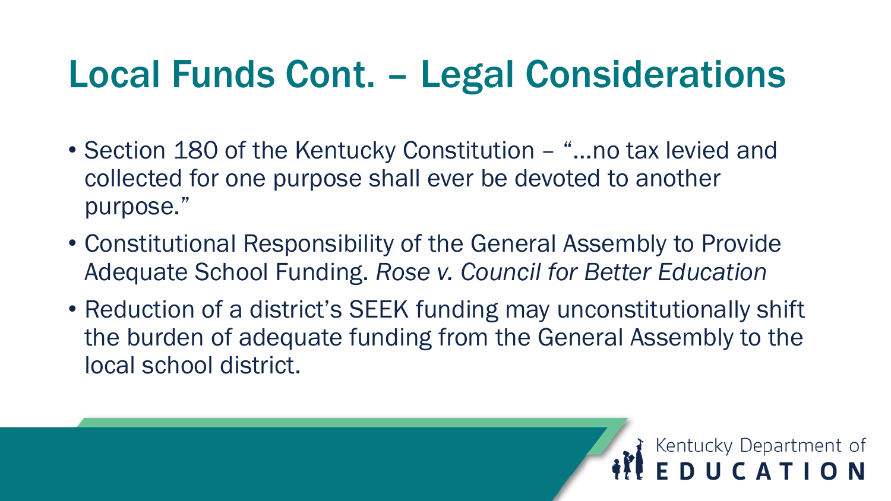# Local Funds Cont. – Legal Considerations

- Section 180 of the Kentucky Constitution – "…no tax levied and collected for one purpose shall ever be devoted to another purpose."
- Constitutional Responsibility of the General Assembly to Provide Adequate School Funding. *Rose v. Council for Better Education*
- Reduction of a district's SEEK funding may unconstitutionally shift the burden of adequate funding from the General Assembly to the local school district.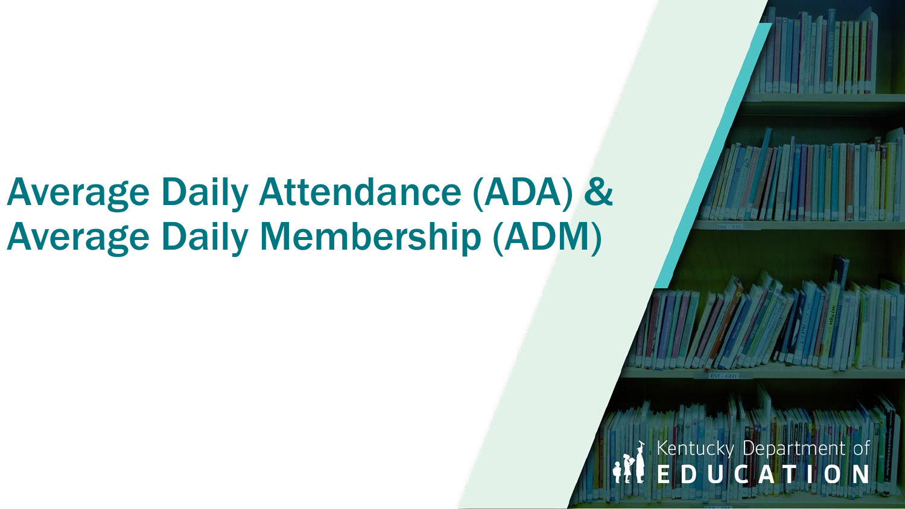# Average Daily Attendance (ADA) & Average Daily Membership (ADM)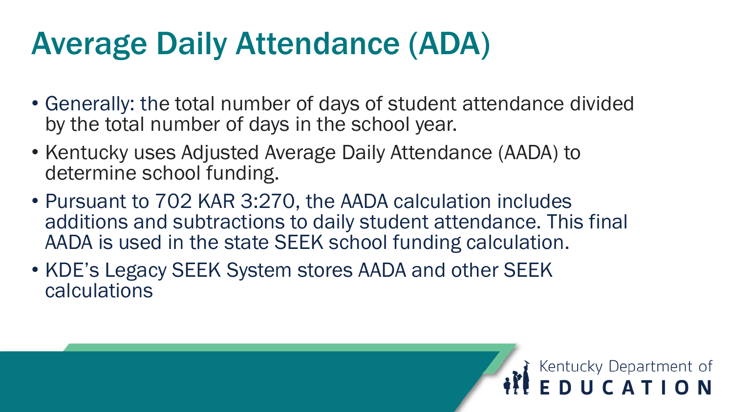# Average Daily Attendance (ADA)

- Generally: the total number of days of student attendance divided by the total number of days in the school year.
- Kentucky uses Adjusted Average Daily Attendance (AADA) to determine school funding.
- Pursuant to 702 KAR 3:270, the AADA calculation includes additions and subtractions to daily student attendance. This final AADA is used in the state SEEK school funding calculation.
- KDE's Legacy SEEK System stores AADA and other SEEK calculations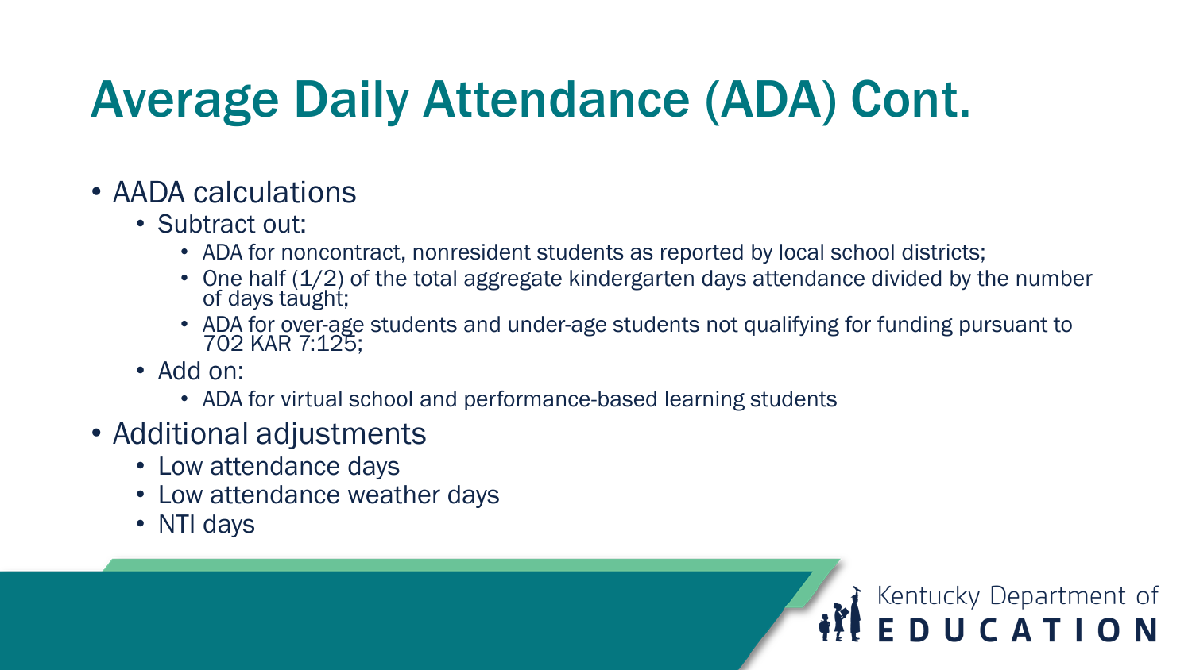# Average Daily Attendance (ADA) Cont.

- AADA calculations
  - Subtract out:
    - ADA for noncontract, nonresident students as reported by local school districts;
    - One half (1/2) of the total aggregate kindergarten days attendance divided by the number of days taught;
    - ADA for over-age students and under-age students not qualifying for funding pursuant to 702 KAR 7:125;
  - Add on:
    - ADA for virtual school and performance-based learning students
- Additional adjustments
  - Low attendance days
  - Low attendance weather days
  - NTI days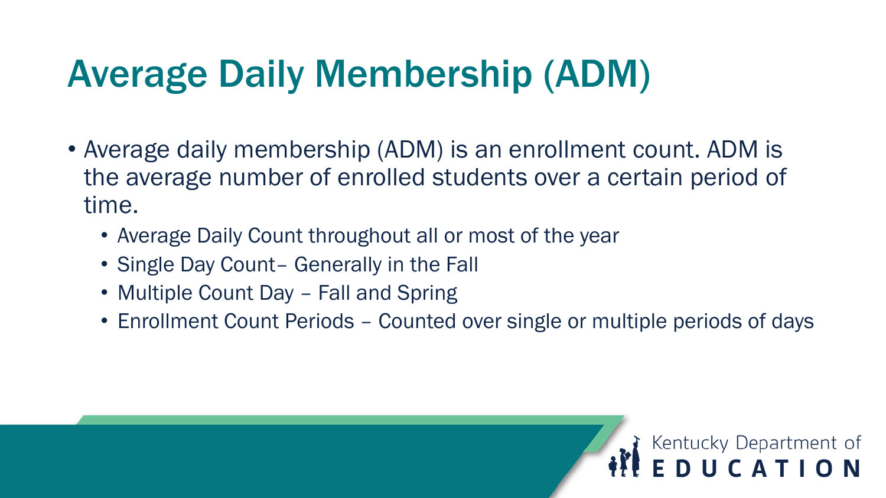# Average Daily Membership (ADM)

- Average daily membership (ADM) is an enrollment count. ADM is the average number of enrolled students over a certain period of time.
  - Average Daily Count throughout all or most of the year
  - Single Day Count– Generally in the Fall
  - Multiple Count Day – Fall and Spring
  - Enrollment Count Periods – Counted over single or multiple periods of days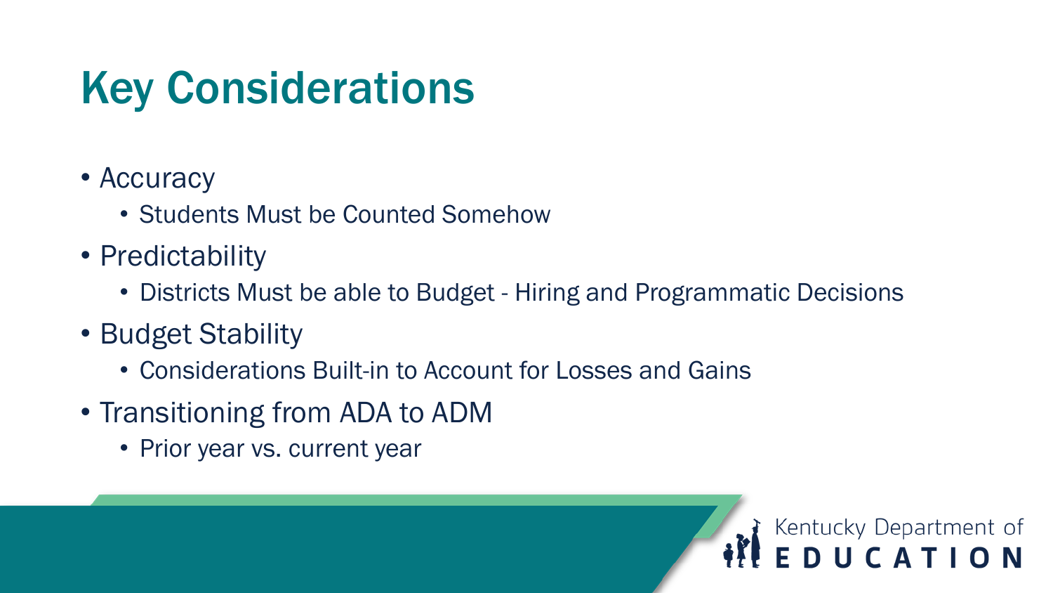# Key Considerations

- Accuracy
  - Students Must be Counted Somehow
- Predictability
  - Districts Must be able to Budget - Hiring and Programmatic Decisions
- Budget Stability
  - Considerations Built-in to Account for Losses and Gains
- Transitioning from ADA to ADM
  - Prior year vs. current year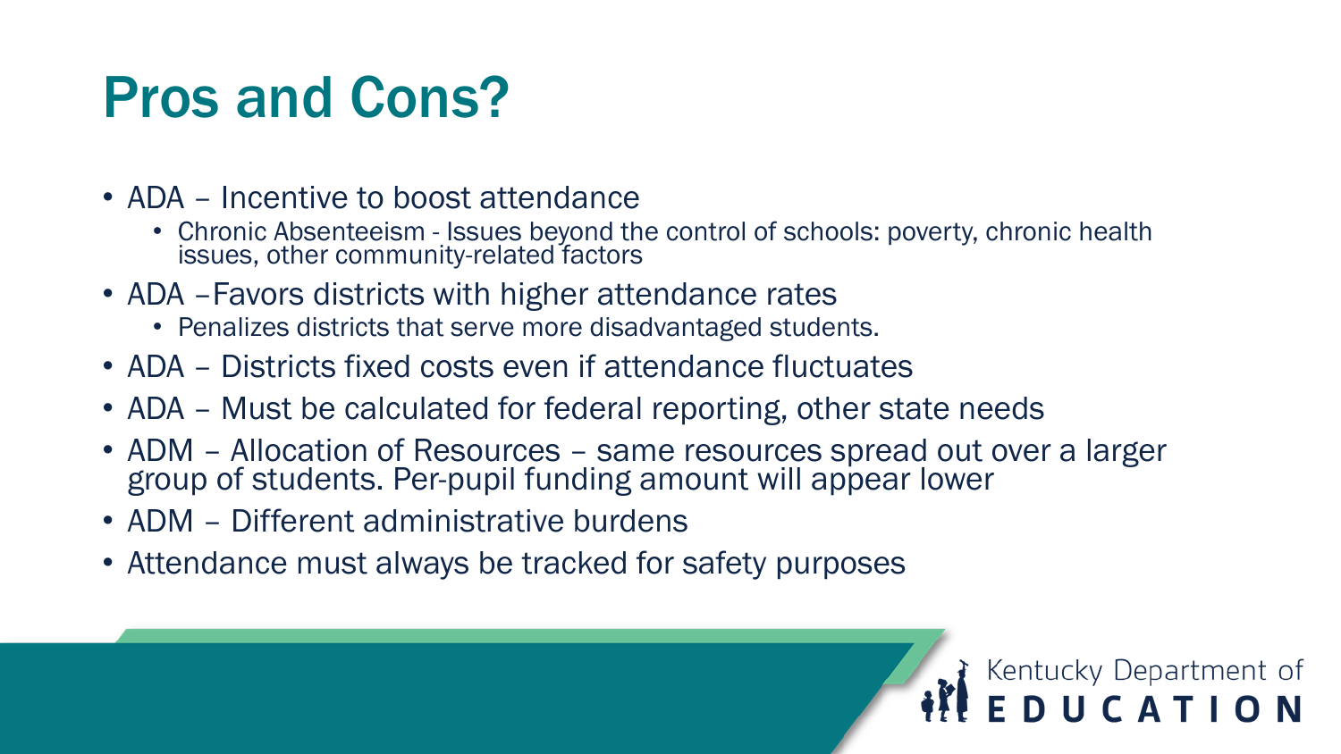# Pros and Cons?

- ADA – Incentive to boost attendance
  - Chronic Absenteeism - Issues beyond the control of schools: poverty, chronic health issues, other community-related factors
- ADA –Favors districts with higher attendance rates
  - Penalizes districts that serve more disadvantaged students.
- ADA – Districts fixed costs even if attendance fluctuates
- ADA – Must be calculated for federal reporting, other state needs
- ADM – Allocation of Resources – same resources spread out over a larger group of students. Per-pupil funding amount will appear lower
- ADM – Different administrative burdens
- Attendance must always be tracked for safety purposes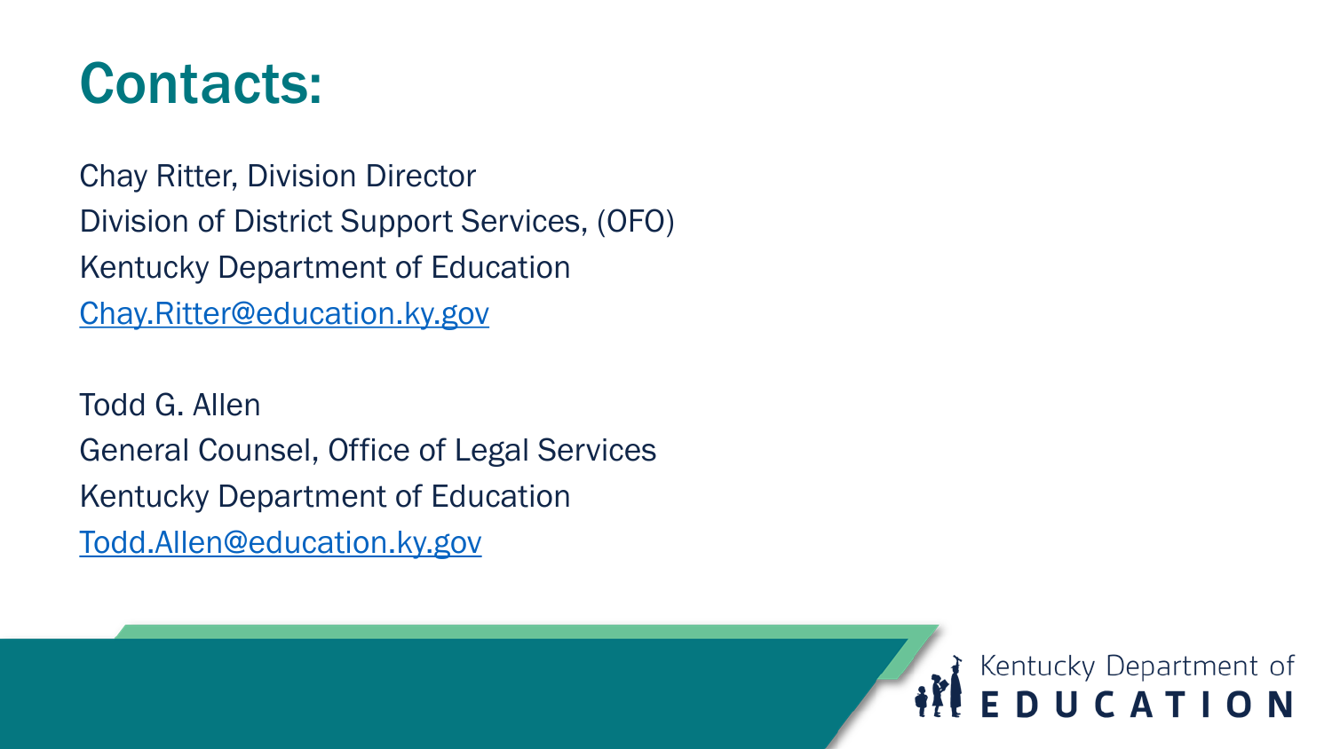# Contacts:

Chay Ritter, Division Director
Division of District Support Services, (OFO)
Kentucky Department of Education
[Chay.Ritter@education.ky.gov](mailto:Chay.Ritter@education.ky.gov)

Todd G. Allen
General Counsel, Office of Legal Services
Kentucky Department of Education
[Todd.Allen@education.ky.gov](mailto:Todd.Allen@education.ky.gov)

Kentucky Department of EDUCATION